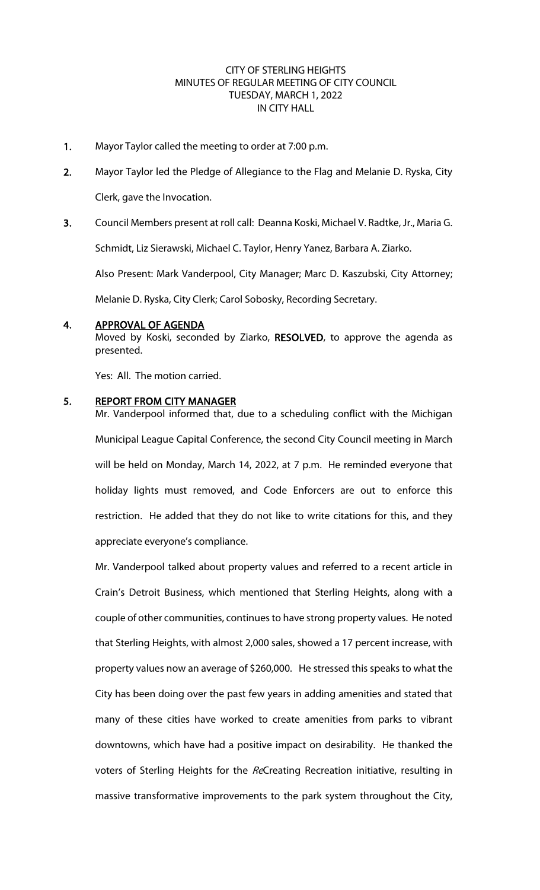CITY OF STERLING HEIGHTS
MINUTES OF REGULAR MEETING OF CITY COUNCIL
TUESDAY, MARCH 1, 2022
IN CITY HALL

1. Mayor Taylor called the meeting to order at 7:00 p.m.

2. Mayor Taylor led the Pledge of Allegiance to the Flag and Melanie D. Ryska, City Clerk, gave the Invocation.

3. Council Members present at roll call: Deanna Koski, Michael V. Radtke, Jr., Maria G. Schmidt, Liz Sierawski, Michael C. Taylor, Henry Yanez, Barbara A. Ziarko.

   Also Present: Mark Vanderpool, City Manager; Marc D. Kaszubski, City Attorney; Melanie D. Ryska, City Clerk; Carol Sobosky, Recording Secretary.

4. **APPROVAL OF AGENDA**

   Moved by Koski, seconded by Ziarko, **RESOLVED**, to approve the agenda as presented.

   Yes: All. The motion carried.

5. **REPORT FROM CITY MANAGER**

   Mr. Vanderpool informed that, due to a scheduling conflict with the Michigan Municipal League Capital Conference, the second City Council meeting in March will be held on Monday, March 14, 2022, at 7 p.m. He reminded everyone that holiday lights must removed, and Code Enforcers are out to enforce this restriction. He added that they do not like to write citations for this, and they appreciate everyone's compliance.

   Mr. Vanderpool talked about property values and referred to a recent article in Crain's Detroit Business, which mentioned that Sterling Heights, along with a couple of other communities, continues to have strong property values. He noted that Sterling Heights, with almost 2,000 sales, showed a 17 percent increase, with property values now an average of $260,000. He stressed this speaks to what the City has been doing over the past few years in adding amenities and stated that many of these cities have worked to create amenities from parks to vibrant downtowns, which have had a positive impact on desirability. He thanked the voters of Sterling Heights for the *Re*Creating Recreation initiative, resulting in massive transformative improvements to the park system throughout the City,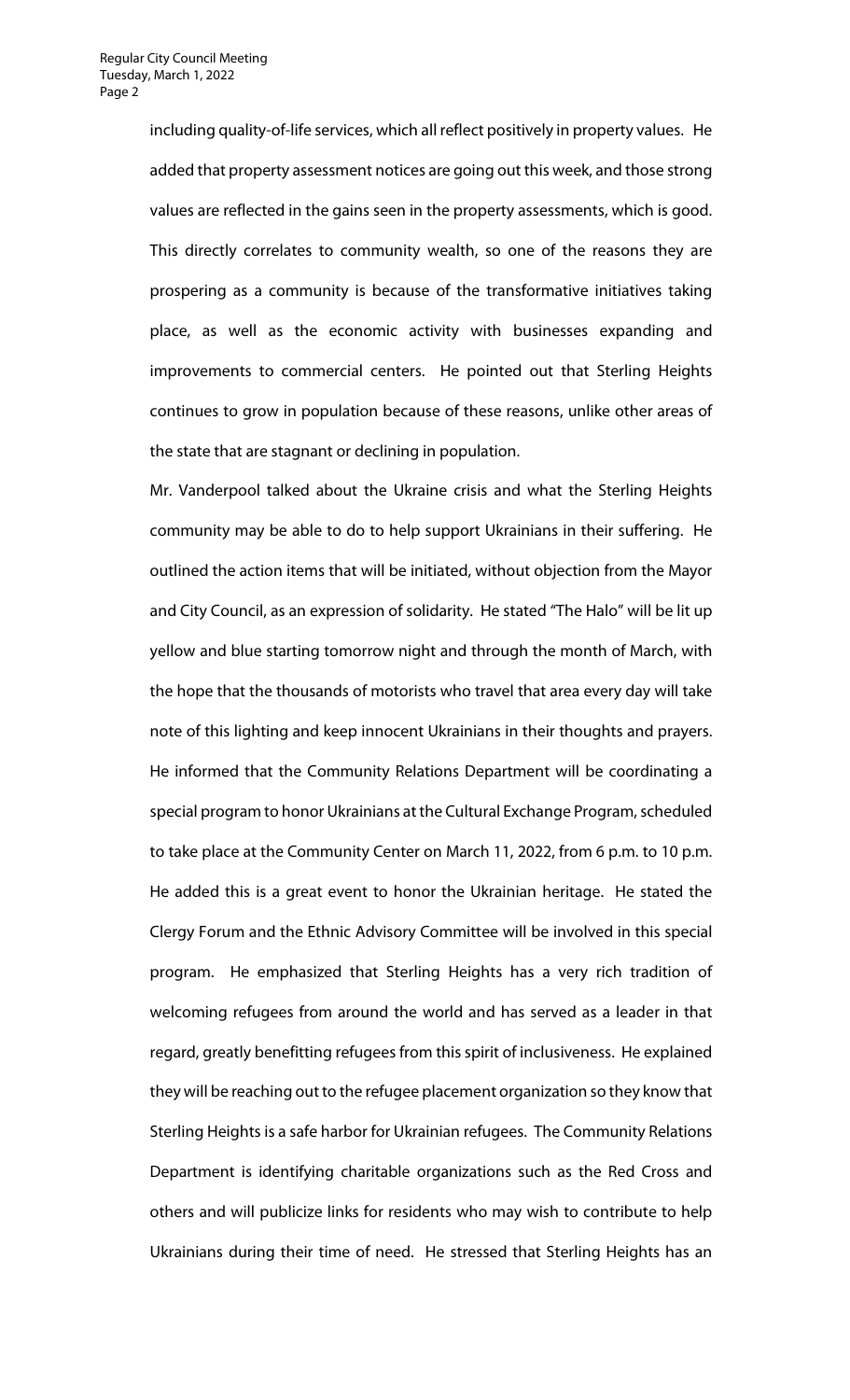including quality-of-life services, which all reflect positively in property values. He added that property assessment notices are going out this week, and those strong values are reflected in the gains seen in the property assessments, which is good. This directly correlates to community wealth, so one of the reasons they are prospering as a community is because of the transformative initiatives taking place, as well as the economic activity with businesses expanding and improvements to commercial centers. He pointed out that Sterling Heights continues to grow in population because of these reasons, unlike other areas of the state that are stagnant or declining in population.

Mr. Vanderpool talked about the Ukraine crisis and what the Sterling Heights community may be able to do to help support Ukrainians in their suffering. He outlined the action items that will be initiated, without objection from the Mayor and City Council, as an expression of solidarity. He stated "The Halo" will be lit up yellow and blue starting tomorrow night and through the month of March, with the hope that the thousands of motorists who travel that area every day will take note of this lighting and keep innocent Ukrainians in their thoughts and prayers. He informed that the Community Relations Department will be coordinating a special program to honor Ukrainians at the Cultural Exchange Program, scheduled to take place at the Community Center on March 11, 2022, from 6 p.m. to 10 p.m. He added this is a great event to honor the Ukrainian heritage. He stated the Clergy Forum and the Ethnic Advisory Committee will be involved in this special program. He emphasized that Sterling Heights has a very rich tradition of welcoming refugees from around the world and has served as a leader in that regard, greatly benefitting refugees from this spirit of inclusiveness. He explained they will be reaching out to the refugee placement organization so they know that Sterling Heights is a safe harbor for Ukrainian refugees. The Community Relations Department is identifying charitable organizations such as the Red Cross and others and will publicize links for residents who may wish to contribute to help Ukrainians during their time of need. He stressed that Sterling Heights has an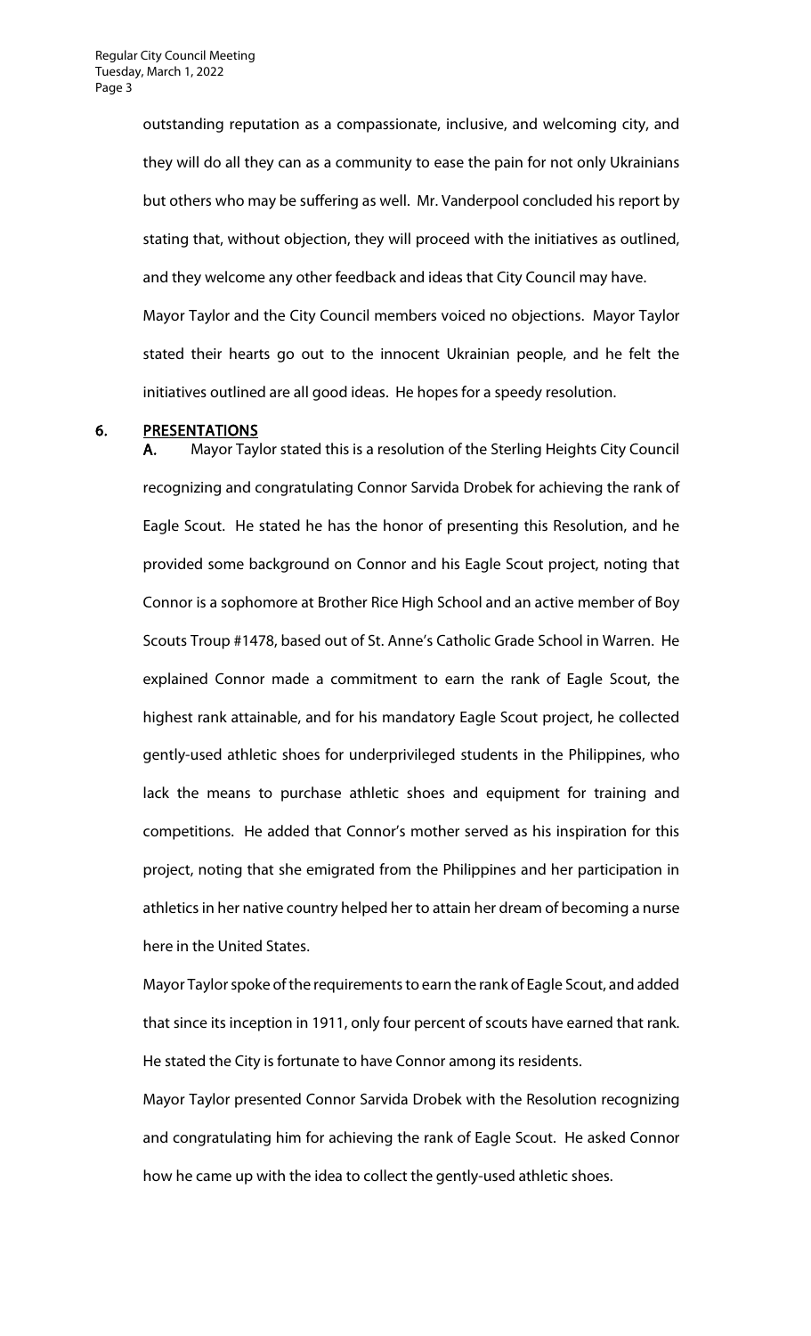outstanding reputation as a compassionate, inclusive, and welcoming city, and they will do all they can as a community to ease the pain for not only Ukrainians but others who may be suffering as well. Mr. Vanderpool concluded his report by stating that, without objection, they will proceed with the initiatives as outlined, and they welcome any other feedback and ideas that City Council may have.

Mayor Taylor and the City Council members voiced no objections. Mayor Taylor stated their hearts go out to the innocent Ukrainian people, and he felt the initiatives outlined are all good ideas. He hopes for a speedy resolution.

## 6. PRESENTATIONS

**A.** Mayor Taylor stated this is a resolution of the Sterling Heights City Council recognizing and congratulating Connor Sarvida Drobek for achieving the rank of Eagle Scout. He stated he has the honor of presenting this Resolution, and he provided some background on Connor and his Eagle Scout project, noting that Connor is a sophomore at Brother Rice High School and an active member of Boy Scouts Troup #1478, based out of St. Anne's Catholic Grade School in Warren. He explained Connor made a commitment to earn the rank of Eagle Scout, the highest rank attainable, and for his mandatory Eagle Scout project, he collected gently-used athletic shoes for underprivileged students in the Philippines, who lack the means to purchase athletic shoes and equipment for training and competitions. He added that Connor's mother served as his inspiration for this project, noting that she emigrated from the Philippines and her participation in athletics in her native country helped her to attain her dream of becoming a nurse here in the United States.

Mayor Taylor spoke of the requirements to earn the rank of Eagle Scout, and added that since its inception in 1911, only four percent of scouts have earned that rank. He stated the City is fortunate to have Connor among its residents.

Mayor Taylor presented Connor Sarvida Drobek with the Resolution recognizing and congratulating him for achieving the rank of Eagle Scout. He asked Connor how he came up with the idea to collect the gently-used athletic shoes.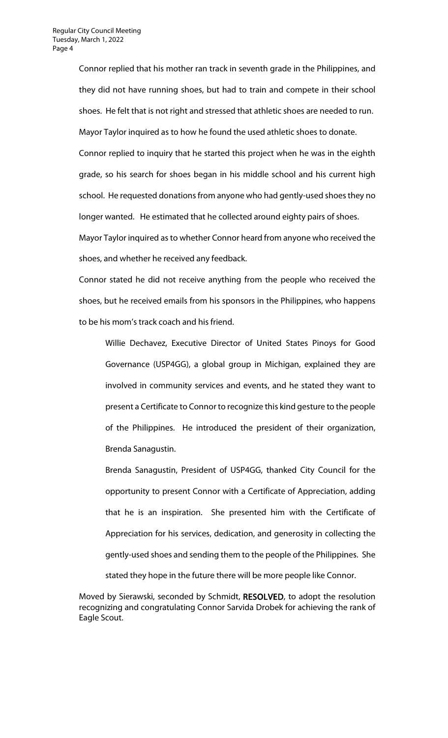Connor replied that his mother ran track in seventh grade in the Philippines, and they did not have running shoes, but had to train and compete in their school shoes. He felt that is not right and stressed that athletic shoes are needed to run.

Mayor Taylor inquired as to how he found the used athletic shoes to donate.

Connor replied to inquiry that he started this project when he was in the eighth grade, so his search for shoes began in his middle school and his current high school. He requested donations from anyone who had gently-used shoes they no longer wanted. He estimated that he collected around eighty pairs of shoes.

Mayor Taylor inquired as to whether Connor heard from anyone who received the shoes, and whether he received any feedback.

Connor stated he did not receive anything from the people who received the shoes, but he received emails from his sponsors in the Philippines, who happens to be his mom's track coach and his friend.

> Willie Dechavez, Executive Director of United States Pinoys for Good Governance (USP4GG), a global group in Michigan, explained they are involved in community services and events, and he stated they want to present a Certificate to Connor to recognize this kind gesture to the people of the Philippines. He introduced the president of their organization, Brenda Sanagustin.
>
> Brenda Sanagustin, President of USP4GG, thanked City Council for the opportunity to present Connor with a Certificate of Appreciation, adding that he is an inspiration. She presented him with the Certificate of Appreciation for his services, dedication, and generosity in collecting the gently-used shoes and sending them to the people of the Philippines. She stated they hope in the future there will be more people like Connor.

Moved by Sierawski, seconded by Schmidt, **RESOLVED**, to adopt the resolution recognizing and congratulating Connor Sarvida Drobek for achieving the rank of Eagle Scout.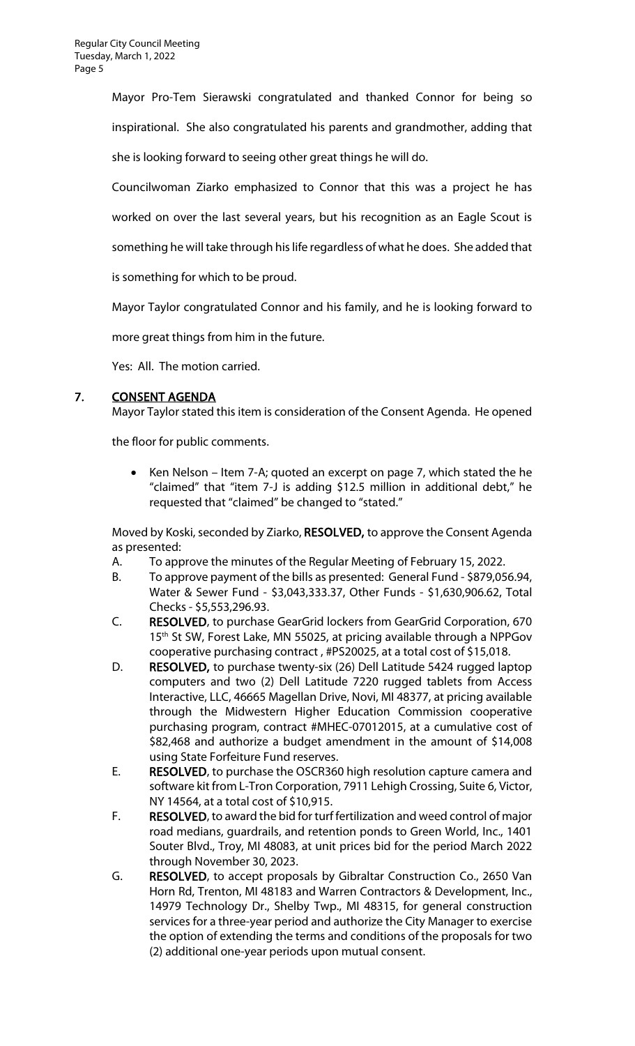Mayor Pro-Tem Sierawski congratulated and thanked Connor for being so inspirational. She also congratulated his parents and grandmother, adding that she is looking forward to seeing other great things he will do.

Councilwoman Ziarko emphasized to Connor that this was a project he has worked on over the last several years, but his recognition as an Eagle Scout is something he will take through his life regardless of what he does. She added that is something for which to be proud.

Mayor Taylor congratulated Connor and his family, and he is looking forward to more great things from him in the future.

Yes: All. The motion carried.

## 7. CONSENT AGENDA

Mayor Taylor stated this item is consideration of the Consent Agenda. He opened the floor for public comments.

- Ken Nelson – Item 7-A; quoted an excerpt on page 7, which stated the he "claimed" that "item 7-J is adding $12.5 million in additional debt," he requested that "claimed" be changed to "stated."

Moved by Koski, seconded by Ziarko, **RESOLVED,** to approve the Consent Agenda as presented:

A. To approve the minutes of the Regular Meeting of February 15, 2022.

B. To approve payment of the bills as presented: General Fund - $879,056.94, Water & Sewer Fund - $3,043,333.37, Other Funds - $1,630,906.62, Total Checks - $5,553,296.93.

C. **RESOLVED**, to purchase GearGrid lockers from GearGrid Corporation, 670 15th St SW, Forest Lake, MN 55025, at pricing available through a NPPGov cooperative purchasing contract , #PS20025, at a total cost of $15,018.

D. **RESOLVED,** to purchase twenty-six (26) Dell Latitude 5424 rugged laptop computers and two (2) Dell Latitude 7220 rugged tablets from Access Interactive, LLC, 46665 Magellan Drive, Novi, MI 48377, at pricing available through the Midwestern Higher Education Commission cooperative purchasing program, contract #MHEC-07012015, at a cumulative cost of $82,468 and authorize a budget amendment in the amount of $14,008 using State Forfeiture Fund reserves.

E. **RESOLVED**, to purchase the OSCR360 high resolution capture camera and software kit from L-Tron Corporation, 7911 Lehigh Crossing, Suite 6, Victor, NY 14564, at a total cost of $10,915.

F. **RESOLVED**, to award the bid for turf fertilization and weed control of major road medians, guardrails, and retention ponds to Green World, Inc., 1401 Souter Blvd., Troy, MI 48083, at unit prices bid for the period March 2022 through November 30, 2023.

G. **RESOLVED**, to accept proposals by Gibraltar Construction Co., 2650 Van Horn Rd, Trenton, MI 48183 and Warren Contractors & Development, Inc., 14979 Technology Dr., Shelby Twp., MI 48315, for general construction services for a three-year period and authorize the City Manager to exercise the option of extending the terms and conditions of the proposals for two (2) additional one-year periods upon mutual consent.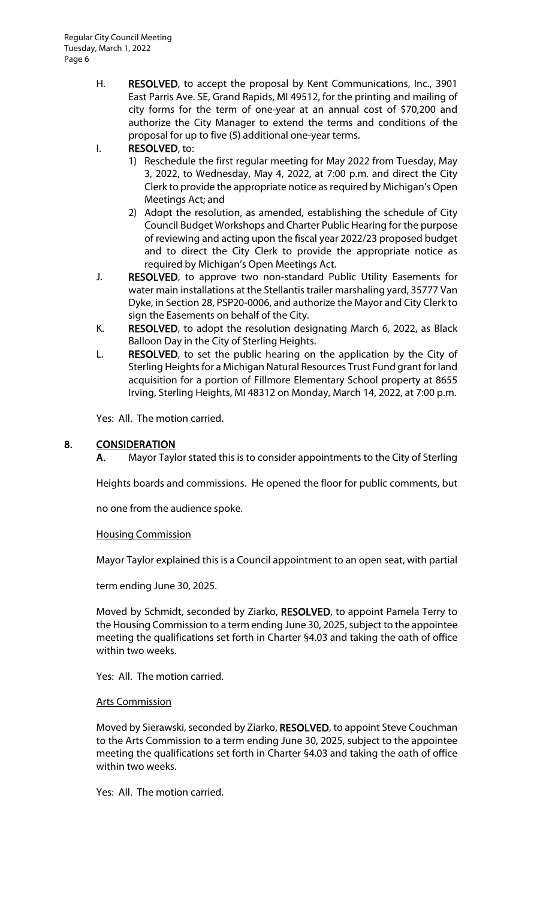H. **RESOLVED**, to accept the proposal by Kent Communications, Inc., 3901 East Parris Ave. SE, Grand Rapids, MI 49512, for the printing and mailing of city forms for the term of one-year at an annual cost of $70,200 and authorize the City Manager to extend the terms and conditions of the proposal for up to five (5) additional one-year terms.

I. **RESOLVED**, to:
   1) Reschedule the first regular meeting for May 2022 from Tuesday, May 3, 2022, to Wednesday, May 4, 2022, at 7:00 p.m. and direct the City Clerk to provide the appropriate notice as required by Michigan's Open Meetings Act; and
   2) Adopt the resolution, as amended, establishing the schedule of City Council Budget Workshops and Charter Public Hearing for the purpose of reviewing and acting upon the fiscal year 2022/23 proposed budget and to direct the City Clerk to provide the appropriate notice as required by Michigan's Open Meetings Act.

J. **RESOLVED**, to approve two non-standard Public Utility Easements for water main installations at the Stellantis trailer marshaling yard, 35777 Van Dyke, in Section 28, PSP20-0006, and authorize the Mayor and City Clerk to sign the Easements on behalf of the City.

K. **RESOLVED**, to adopt the resolution designating March 6, 2022, as Black Balloon Day in the City of Sterling Heights.

L. **RESOLVED**, to set the public hearing on the application by the City of Sterling Heights for a Michigan Natural Resources Trust Fund grant for land acquisition for a portion of Fillmore Elementary School property at 8655 Irving, Sterling Heights, MI 48312 on Monday, March 14, 2022, at 7:00 p.m.

Yes: All. The motion carried.

## 8. CONSIDERATION

**A.** Mayor Taylor stated this is to consider appointments to the City of Sterling Heights boards and commissions. He opened the floor for public comments, but no one from the audience spoke.

Housing Commission

Mayor Taylor explained this is a Council appointment to an open seat, with partial term ending June 30, 2025.

Moved by Schmidt, seconded by Ziarko, **RESOLVED**, to appoint Pamela Terry to the Housing Commission to a term ending June 30, 2025, subject to the appointee meeting the qualifications set forth in Charter §4.03 and taking the oath of office within two weeks.

Yes: All. The motion carried.

Arts Commission

Moved by Sierawski, seconded by Ziarko, **RESOLVED**, to appoint Steve Couchman to the Arts Commission to a term ending June 30, 2025, subject to the appointee meeting the qualifications set forth in Charter §4.03 and taking the oath of office within two weeks.

Yes: All. The motion carried.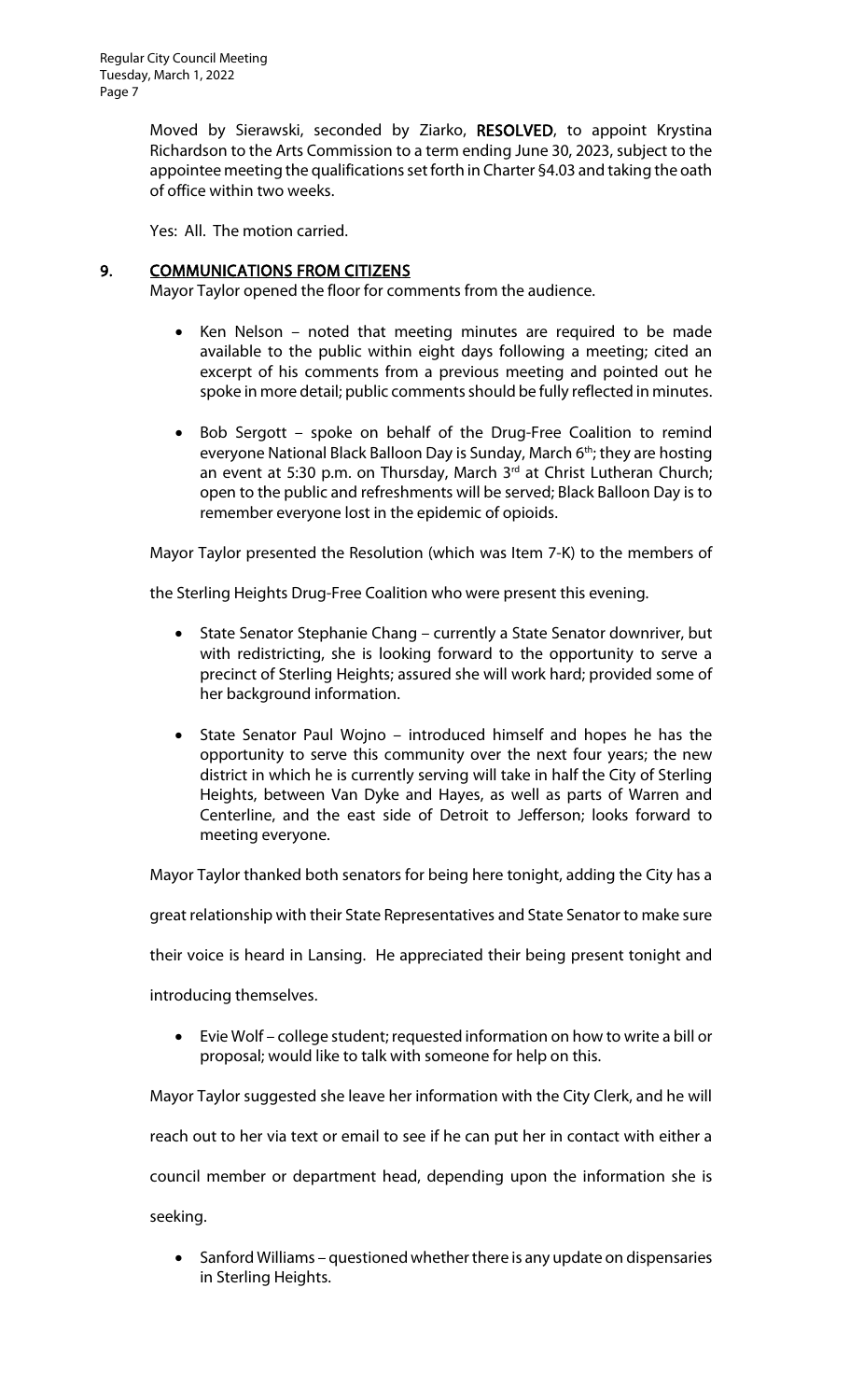Moved by Sierawski, seconded by Ziarko, **RESOLVED**, to appoint Krystina Richardson to the Arts Commission to a term ending June 30, 2023, subject to the appointee meeting the qualifications set forth in Charter §4.03 and taking the oath of office within two weeks.

Yes: All. The motion carried.

## 9. COMMUNICATIONS FROM CITIZENS

Mayor Taylor opened the floor for comments from the audience.

- Ken Nelson – noted that meeting minutes are required to be made available to the public within eight days following a meeting; cited an excerpt of his comments from a previous meeting and pointed out he spoke in more detail; public comments should be fully reflected in minutes.

- Bob Sergott – spoke on behalf of the Drug-Free Coalition to remind everyone National Black Balloon Day is Sunday, March 6th; they are hosting an event at 5:30 p.m. on Thursday, March 3rd at Christ Lutheran Church; open to the public and refreshments will be served; Black Balloon Day is to remember everyone lost in the epidemic of opioids.

Mayor Taylor presented the Resolution (which was Item 7-K) to the members of the Sterling Heights Drug-Free Coalition who were present this evening.

- State Senator Stephanie Chang – currently a State Senator downriver, but with redistricting, she is looking forward to the opportunity to serve a precinct of Sterling Heights; assured she will work hard; provided some of her background information.

- State Senator Paul Wojno – introduced himself and hopes he has the opportunity to serve this community over the next four years; the new district in which he is currently serving will take in half the City of Sterling Heights, between Van Dyke and Hayes, as well as parts of Warren and Centerline, and the east side of Detroit to Jefferson; looks forward to meeting everyone.

Mayor Taylor thanked both senators for being here tonight, adding the City has a great relationship with their State Representatives and State Senator to make sure their voice is heard in Lansing. He appreciated their being present tonight and introducing themselves.

- Evie Wolf – college student; requested information on how to write a bill or proposal; would like to talk with someone for help on this.

Mayor Taylor suggested she leave her information with the City Clerk, and he will reach out to her via text or email to see if he can put her in contact with either a council member or department head, depending upon the information she is seeking.

- Sanford Williams – questioned whether there is any update on dispensaries in Sterling Heights.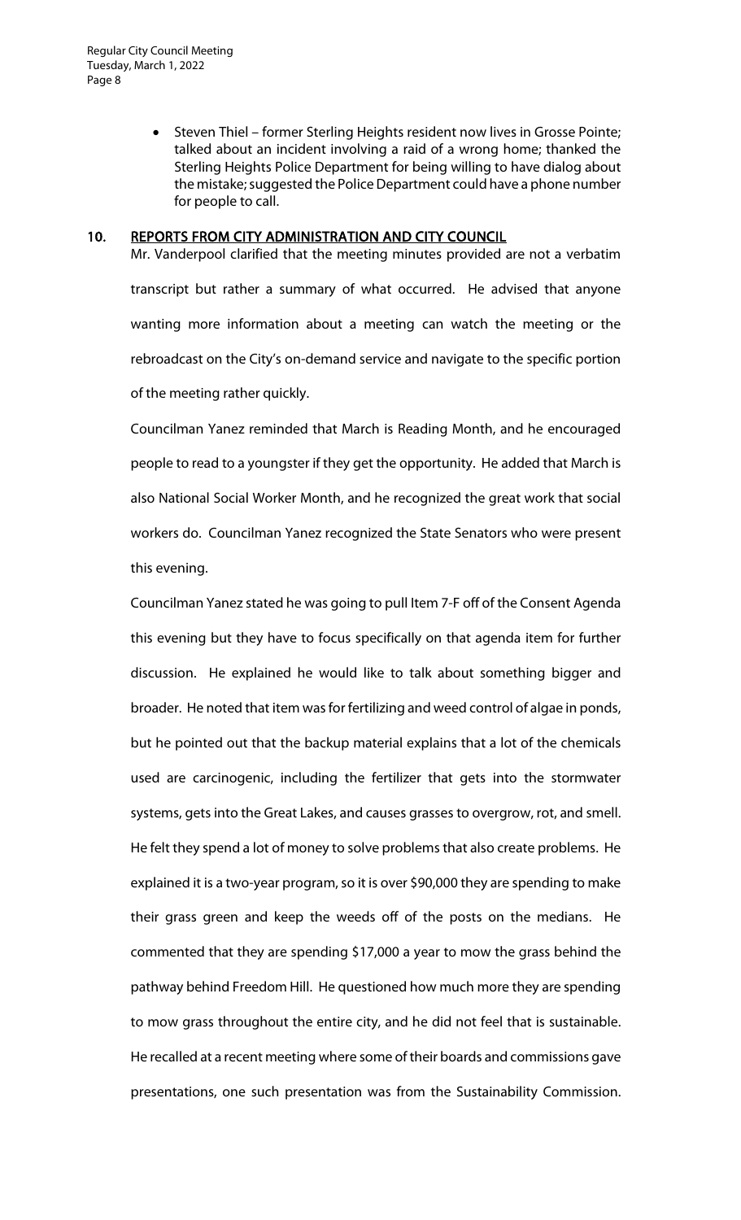- Steven Thiel – former Sterling Heights resident now lives in Grosse Pointe; talked about an incident involving a raid of a wrong home; thanked the Sterling Heights Police Department for being willing to have dialog about the mistake; suggested the Police Department could have a phone number for people to call.

## 10. REPORTS FROM CITY ADMINISTRATION AND CITY COUNCIL

Mr. Vanderpool clarified that the meeting minutes provided are not a verbatim transcript but rather a summary of what occurred. He advised that anyone wanting more information about a meeting can watch the meeting or the rebroadcast on the City's on-demand service and navigate to the specific portion of the meeting rather quickly.

Councilman Yanez reminded that March is Reading Month, and he encouraged people to read to a youngster if they get the opportunity. He added that March is also National Social Worker Month, and he recognized the great work that social workers do. Councilman Yanez recognized the State Senators who were present this evening.

Councilman Yanez stated he was going to pull Item 7-F off of the Consent Agenda this evening but they have to focus specifically on that agenda item for further discussion. He explained he would like to talk about something bigger and broader. He noted that item was for fertilizing and weed control of algae in ponds, but he pointed out that the backup material explains that a lot of the chemicals used are carcinogenic, including the fertilizer that gets into the stormwater systems, gets into the Great Lakes, and causes grasses to overgrow, rot, and smell. He felt they spend a lot of money to solve problems that also create problems. He explained it is a two-year program, so it is over $90,000 they are spending to make their grass green and keep the weeds off of the posts on the medians. He commented that they are spending $17,000 a year to mow the grass behind the pathway behind Freedom Hill. He questioned how much more they are spending to mow grass throughout the entire city, and he did not feel that is sustainable. He recalled at a recent meeting where some of their boards and commissions gave presentations, one such presentation was from the Sustainability Commission.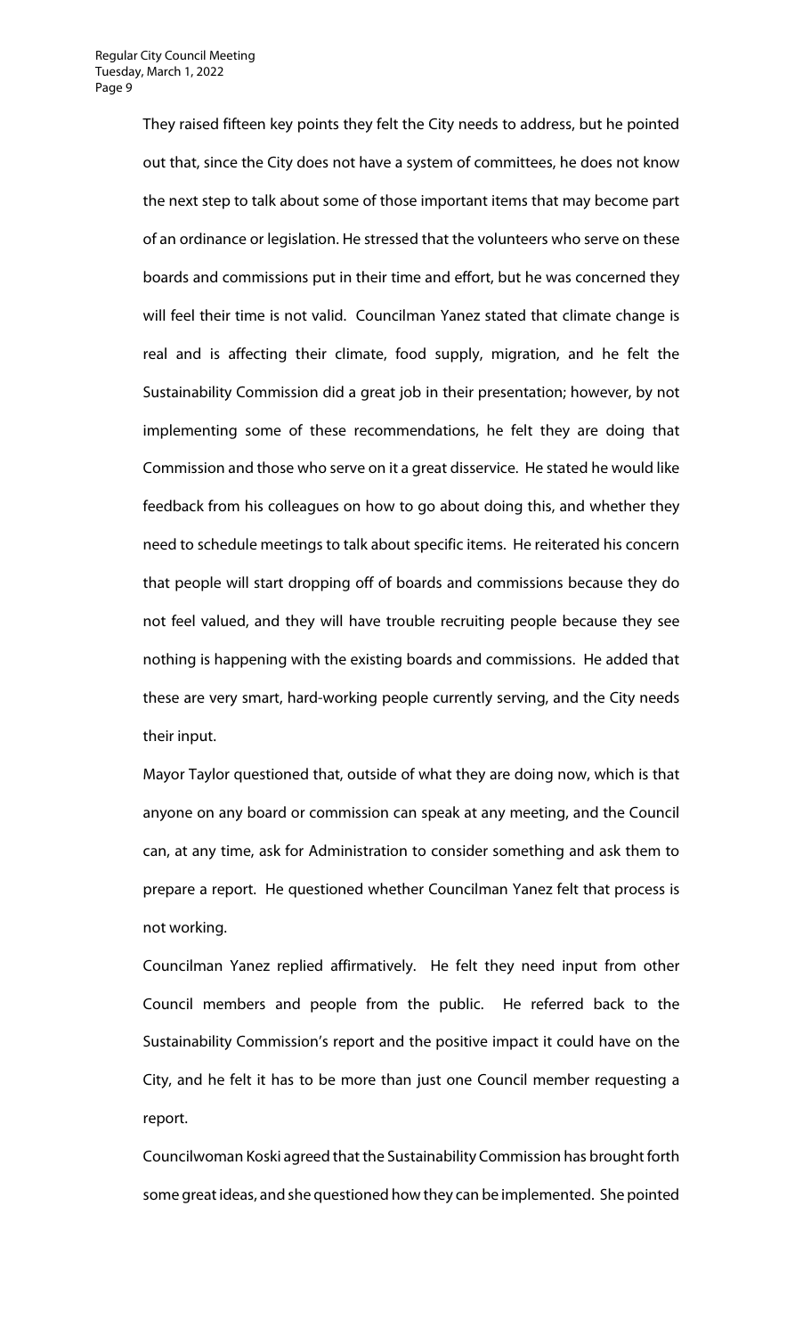They raised fifteen key points they felt the City needs to address, but he pointed out that, since the City does not have a system of committees, he does not know the next step to talk about some of those important items that may become part of an ordinance or legislation. He stressed that the volunteers who serve on these boards and commissions put in their time and effort, but he was concerned they will feel their time is not valid. Councilman Yanez stated that climate change is real and is affecting their climate, food supply, migration, and he felt the Sustainability Commission did a great job in their presentation; however, by not implementing some of these recommendations, he felt they are doing that Commission and those who serve on it a great disservice. He stated he would like feedback from his colleagues on how to go about doing this, and whether they need to schedule meetings to talk about specific items. He reiterated his concern that people will start dropping off of boards and commissions because they do not feel valued, and they will have trouble recruiting people because they see nothing is happening with the existing boards and commissions. He added that these are very smart, hard-working people currently serving, and the City needs their input.

Mayor Taylor questioned that, outside of what they are doing now, which is that anyone on any board or commission can speak at any meeting, and the Council can, at any time, ask for Administration to consider something and ask them to prepare a report. He questioned whether Councilman Yanez felt that process is not working.

Councilman Yanez replied affirmatively. He felt they need input from other Council members and people from the public. He referred back to the Sustainability Commission's report and the positive impact it could have on the City, and he felt it has to be more than just one Council member requesting a report.

Councilwoman Koski agreed that the Sustainability Commission has brought forth some great ideas, and she questioned how they can be implemented. She pointed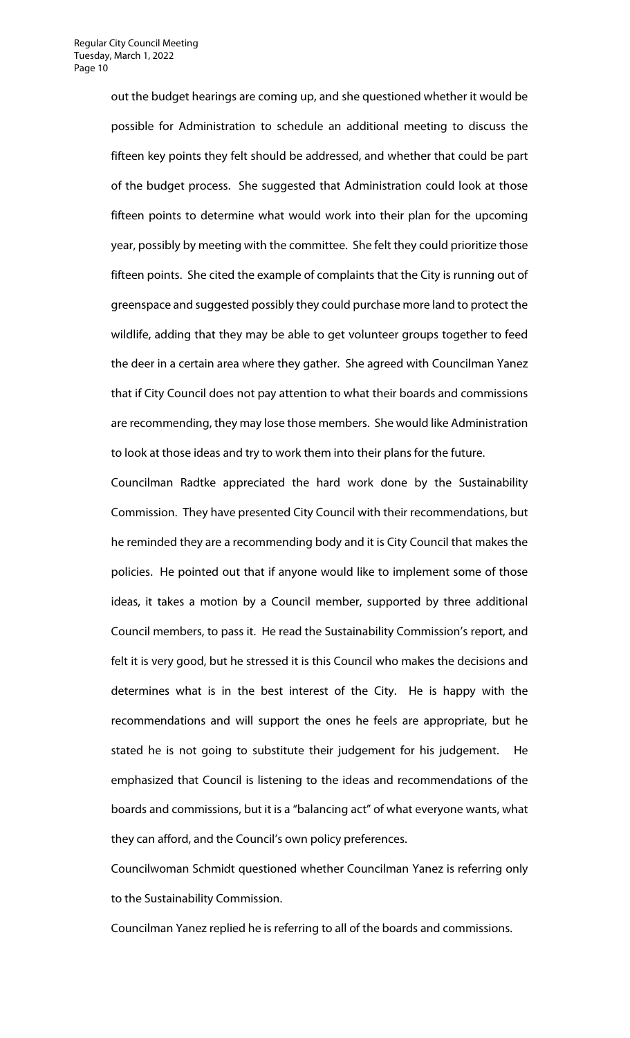out the budget hearings are coming up, and she questioned whether it would be possible for Administration to schedule an additional meeting to discuss the fifteen key points they felt should be addressed, and whether that could be part of the budget process. She suggested that Administration could look at those fifteen points to determine what would work into their plan for the upcoming year, possibly by meeting with the committee. She felt they could prioritize those fifteen points. She cited the example of complaints that the City is running out of greenspace and suggested possibly they could purchase more land to protect the wildlife, adding that they may be able to get volunteer groups together to feed the deer in a certain area where they gather. She agreed with Councilman Yanez that if City Council does not pay attention to what their boards and commissions are recommending, they may lose those members. She would like Administration to look at those ideas and try to work them into their plans for the future.

Councilman Radtke appreciated the hard work done by the Sustainability Commission. They have presented City Council with their recommendations, but he reminded they are a recommending body and it is City Council that makes the policies. He pointed out that if anyone would like to implement some of those ideas, it takes a motion by a Council member, supported by three additional Council members, to pass it. He read the Sustainability Commission's report, and felt it is very good, but he stressed it is this Council who makes the decisions and determines what is in the best interest of the City. He is happy with the recommendations and will support the ones he feels are appropriate, but he stated he is not going to substitute their judgement for his judgement. He emphasized that Council is listening to the ideas and recommendations of the boards and commissions, but it is a "balancing act" of what everyone wants, what they can afford, and the Council's own policy preferences.

Councilwoman Schmidt questioned whether Councilman Yanez is referring only to the Sustainability Commission.

Councilman Yanez replied he is referring to all of the boards and commissions.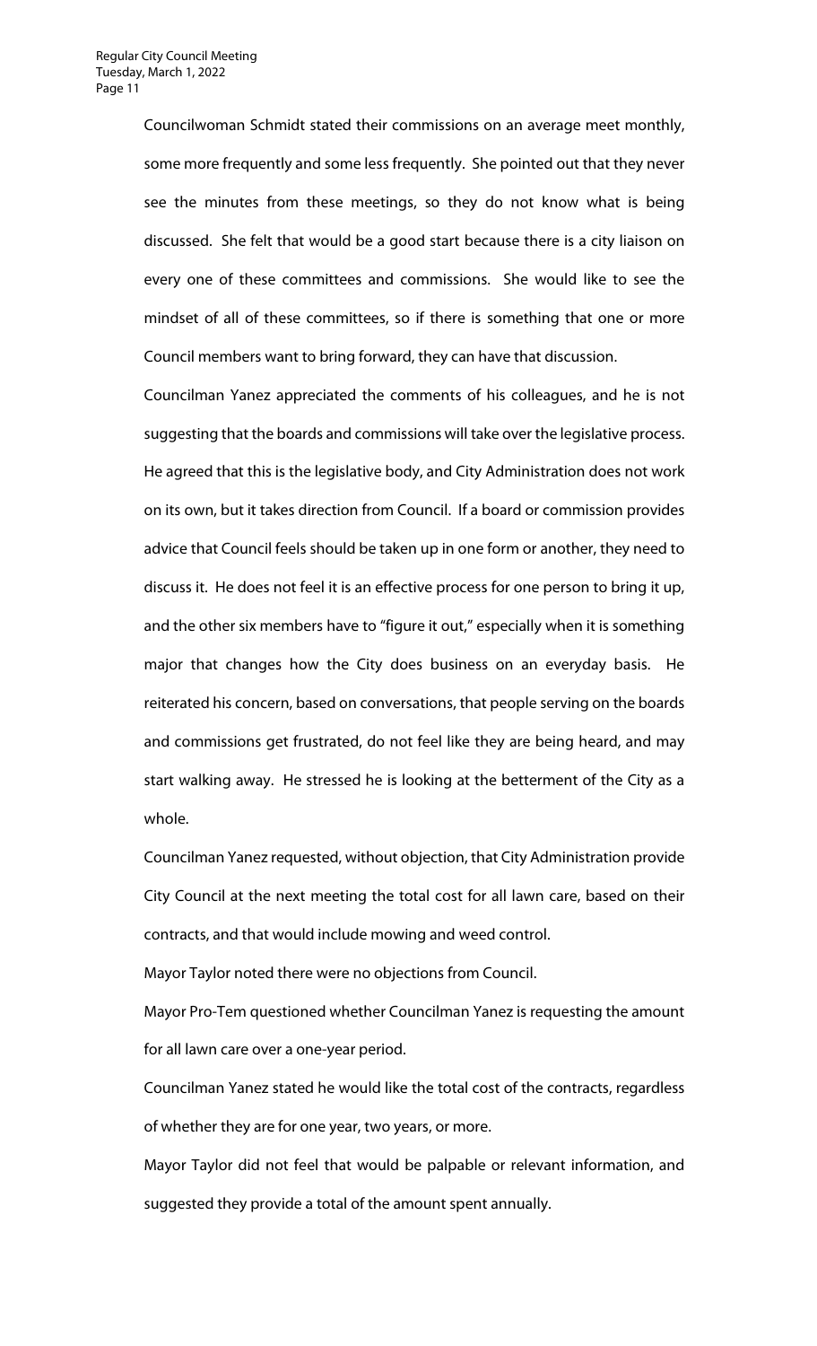Councilwoman Schmidt stated their commissions on an average meet monthly, some more frequently and some less frequently. She pointed out that they never see the minutes from these meetings, so they do not know what is being discussed. She felt that would be a good start because there is a city liaison on every one of these committees and commissions. She would like to see the mindset of all of these committees, so if there is something that one or more Council members want to bring forward, they can have that discussion.

Councilman Yanez appreciated the comments of his colleagues, and he is not suggesting that the boards and commissions will take over the legislative process. He agreed that this is the legislative body, and City Administration does not work on its own, but it takes direction from Council. If a board or commission provides advice that Council feels should be taken up in one form or another, they need to discuss it. He does not feel it is an effective process for one person to bring it up, and the other six members have to "figure it out," especially when it is something major that changes how the City does business on an everyday basis. He reiterated his concern, based on conversations, that people serving on the boards and commissions get frustrated, do not feel like they are being heard, and may start walking away. He stressed he is looking at the betterment of the City as a whole.

Councilman Yanez requested, without objection, that City Administration provide City Council at the next meeting the total cost for all lawn care, based on their contracts, and that would include mowing and weed control.

Mayor Taylor noted there were no objections from Council.

Mayor Pro-Tem questioned whether Councilman Yanez is requesting the amount for all lawn care over a one-year period.

Councilman Yanez stated he would like the total cost of the contracts, regardless of whether they are for one year, two years, or more.

Mayor Taylor did not feel that would be palpable or relevant information, and suggested they provide a total of the amount spent annually.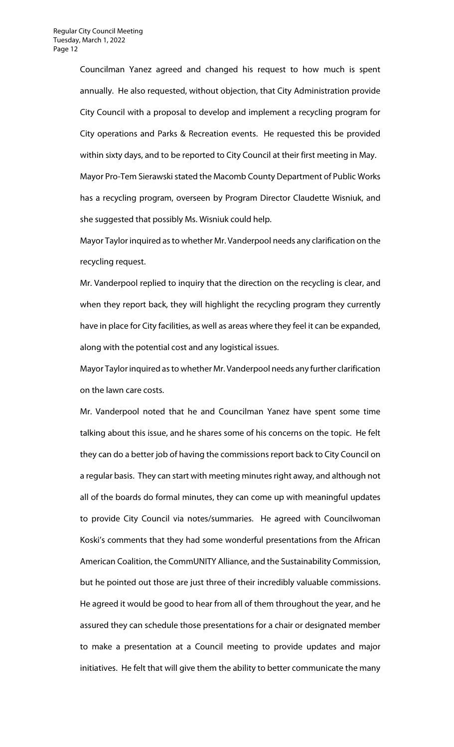Councilman Yanez agreed and changed his request to how much is spent annually. He also requested, without objection, that City Administration provide City Council with a proposal to develop and implement a recycling program for City operations and Parks & Recreation events. He requested this be provided within sixty days, and to be reported to City Council at their first meeting in May.

Mayor Pro-Tem Sierawski stated the Macomb County Department of Public Works has a recycling program, overseen by Program Director Claudette Wisniuk, and she suggested that possibly Ms. Wisniuk could help.

Mayor Taylor inquired as to whether Mr. Vanderpool needs any clarification on the recycling request.

Mr. Vanderpool replied to inquiry that the direction on the recycling is clear, and when they report back, they will highlight the recycling program they currently have in place for City facilities, as well as areas where they feel it can be expanded, along with the potential cost and any logistical issues.

Mayor Taylor inquired as to whether Mr. Vanderpool needs any further clarification on the lawn care costs.

Mr. Vanderpool noted that he and Councilman Yanez have spent some time talking about this issue, and he shares some of his concerns on the topic. He felt they can do a better job of having the commissions report back to City Council on a regular basis. They can start with meeting minutes right away, and although not all of the boards do formal minutes, they can come up with meaningful updates to provide City Council via notes/summaries. He agreed with Councilwoman Koski's comments that they had some wonderful presentations from the African American Coalition, the CommUNITY Alliance, and the Sustainability Commission, but he pointed out those are just three of their incredibly valuable commissions. He agreed it would be good to hear from all of them throughout the year, and he assured they can schedule those presentations for a chair or designated member to make a presentation at a Council meeting to provide updates and major initiatives. He felt that will give them the ability to better communicate the many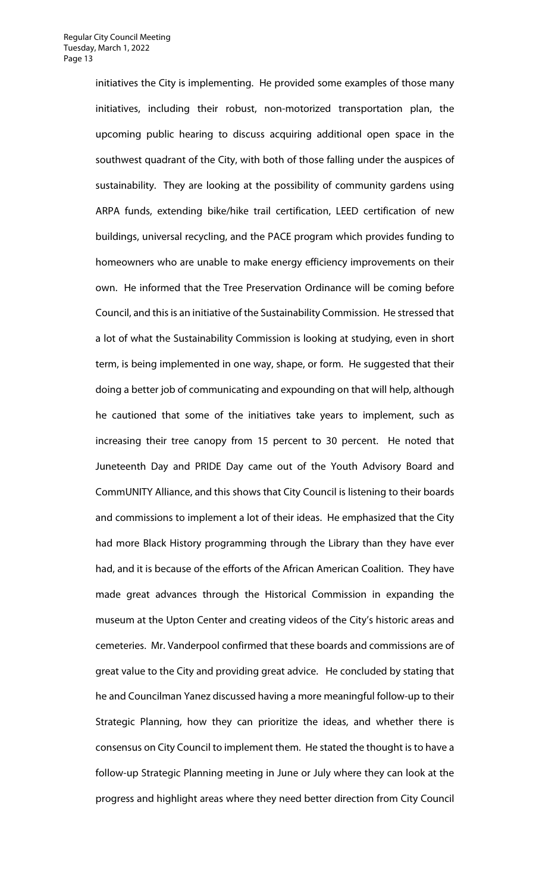initiatives the City is implementing. He provided some examples of those many initiatives, including their robust, non-motorized transportation plan, the upcoming public hearing to discuss acquiring additional open space in the southwest quadrant of the City, with both of those falling under the auspices of sustainability. They are looking at the possibility of community gardens using ARPA funds, extending bike/hike trail certification, LEED certification of new buildings, universal recycling, and the PACE program which provides funding to homeowners who are unable to make energy efficiency improvements on their own. He informed that the Tree Preservation Ordinance will be coming before Council, and this is an initiative of the Sustainability Commission. He stressed that a lot of what the Sustainability Commission is looking at studying, even in short term, is being implemented in one way, shape, or form. He suggested that their doing a better job of communicating and expounding on that will help, although he cautioned that some of the initiatives take years to implement, such as increasing their tree canopy from 15 percent to 30 percent. He noted that Juneteenth Day and PRIDE Day came out of the Youth Advisory Board and CommUNITY Alliance, and this shows that City Council is listening to their boards and commissions to implement a lot of their ideas. He emphasized that the City had more Black History programming through the Library than they have ever had, and it is because of the efforts of the African American Coalition. They have made great advances through the Historical Commission in expanding the museum at the Upton Center and creating videos of the City's historic areas and cemeteries. Mr. Vanderpool confirmed that these boards and commissions are of great value to the City and providing great advice. He concluded by stating that he and Councilman Yanez discussed having a more meaningful follow-up to their Strategic Planning, how they can prioritize the ideas, and whether there is consensus on City Council to implement them. He stated the thought is to have a follow-up Strategic Planning meeting in June or July where they can look at the progress and highlight areas where they need better direction from City Council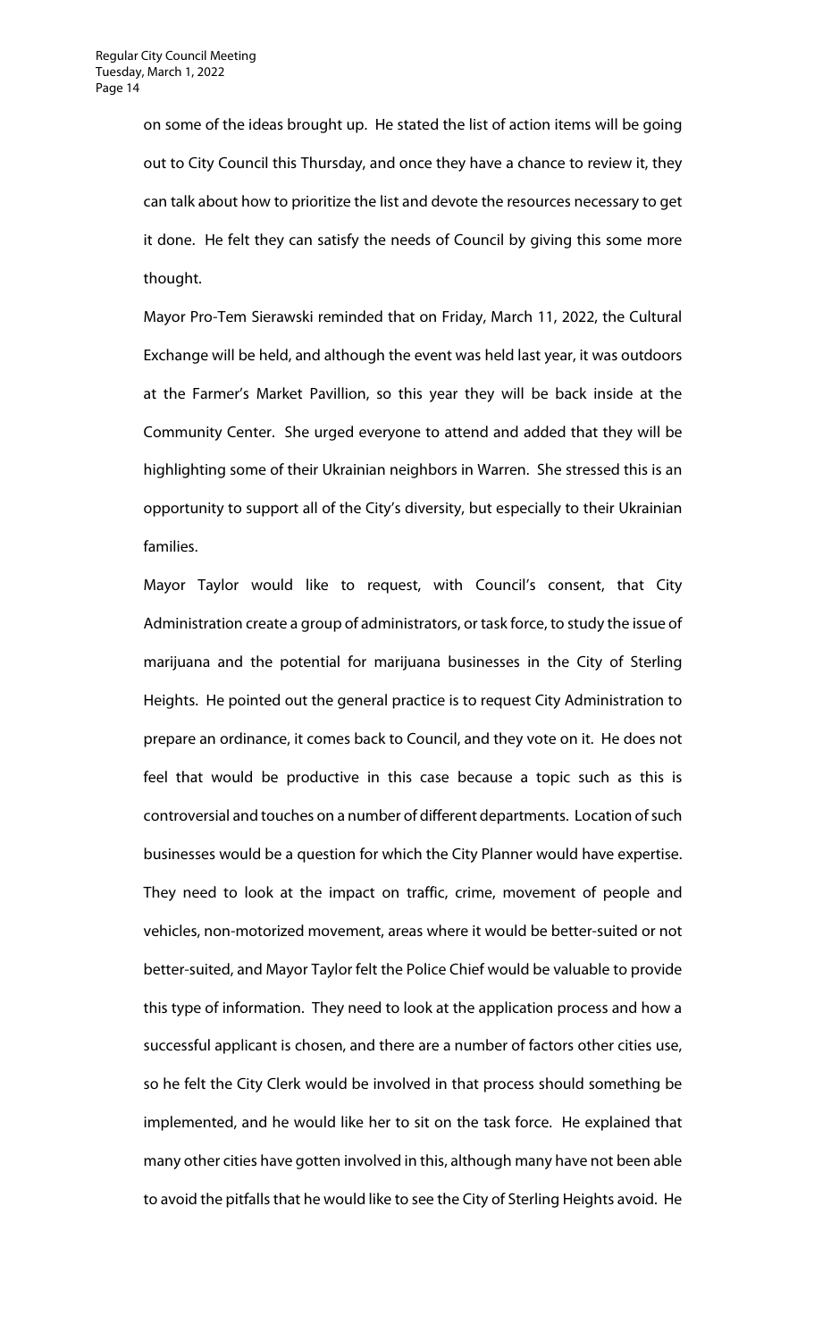on some of the ideas brought up. He stated the list of action items will be going out to City Council this Thursday, and once they have a chance to review it, they can talk about how to prioritize the list and devote the resources necessary to get it done. He felt they can satisfy the needs of Council by giving this some more thought.

Mayor Pro-Tem Sierawski reminded that on Friday, March 11, 2022, the Cultural Exchange will be held, and although the event was held last year, it was outdoors at the Farmer's Market Pavillion, so this year they will be back inside at the Community Center. She urged everyone to attend and added that they will be highlighting some of their Ukrainian neighbors in Warren. She stressed this is an opportunity to support all of the City's diversity, but especially to their Ukrainian families.

Mayor Taylor would like to request, with Council's consent, that City Administration create a group of administrators, or task force, to study the issue of marijuana and the potential for marijuana businesses in the City of Sterling Heights. He pointed out the general practice is to request City Administration to prepare an ordinance, it comes back to Council, and they vote on it. He does not feel that would be productive in this case because a topic such as this is controversial and touches on a number of different departments. Location of such businesses would be a question for which the City Planner would have expertise. They need to look at the impact on traffic, crime, movement of people and vehicles, non-motorized movement, areas where it would be better-suited or not better-suited, and Mayor Taylor felt the Police Chief would be valuable to provide this type of information. They need to look at the application process and how a successful applicant is chosen, and there are a number of factors other cities use, so he felt the City Clerk would be involved in that process should something be implemented, and he would like her to sit on the task force. He explained that many other cities have gotten involved in this, although many have not been able to avoid the pitfalls that he would like to see the City of Sterling Heights avoid. He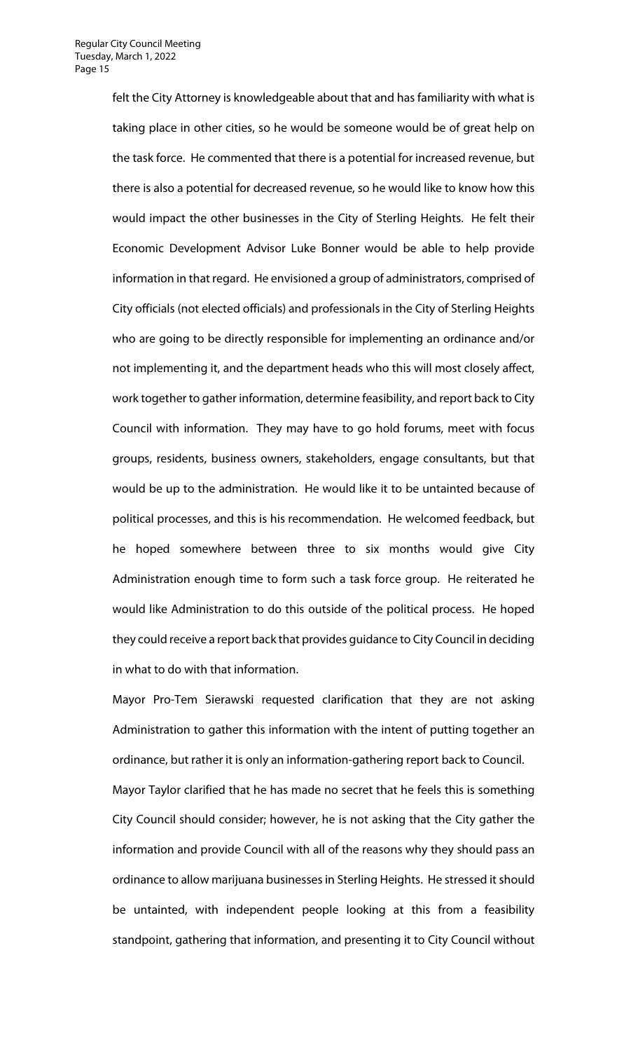felt the City Attorney is knowledgeable about that and has familiarity with what is taking place in other cities, so he would be someone would be of great help on the task force. He commented that there is a potential for increased revenue, but there is also a potential for decreased revenue, so he would like to know how this would impact the other businesses in the City of Sterling Heights. He felt their Economic Development Advisor Luke Bonner would be able to help provide information in that regard. He envisioned a group of administrators, comprised of City officials (not elected officials) and professionals in the City of Sterling Heights who are going to be directly responsible for implementing an ordinance and/or not implementing it, and the department heads who this will most closely affect, work together to gather information, determine feasibility, and report back to City Council with information. They may have to go hold forums, meet with focus groups, residents, business owners, stakeholders, engage consultants, but that would be up to the administration. He would like it to be untainted because of political processes, and this is his recommendation. He welcomed feedback, but he hoped somewhere between three to six months would give City Administration enough time to form such a task force group. He reiterated he would like Administration to do this outside of the political process. He hoped they could receive a report back that provides guidance to City Council in deciding in what to do with that information.

Mayor Pro-Tem Sierawski requested clarification that they are not asking Administration to gather this information with the intent of putting together an ordinance, but rather it is only an information-gathering report back to Council.

Mayor Taylor clarified that he has made no secret that he feels this is something City Council should consider; however, he is not asking that the City gather the information and provide Council with all of the reasons why they should pass an ordinance to allow marijuana businesses in Sterling Heights. He stressed it should be untainted, with independent people looking at this from a feasibility standpoint, gathering that information, and presenting it to City Council without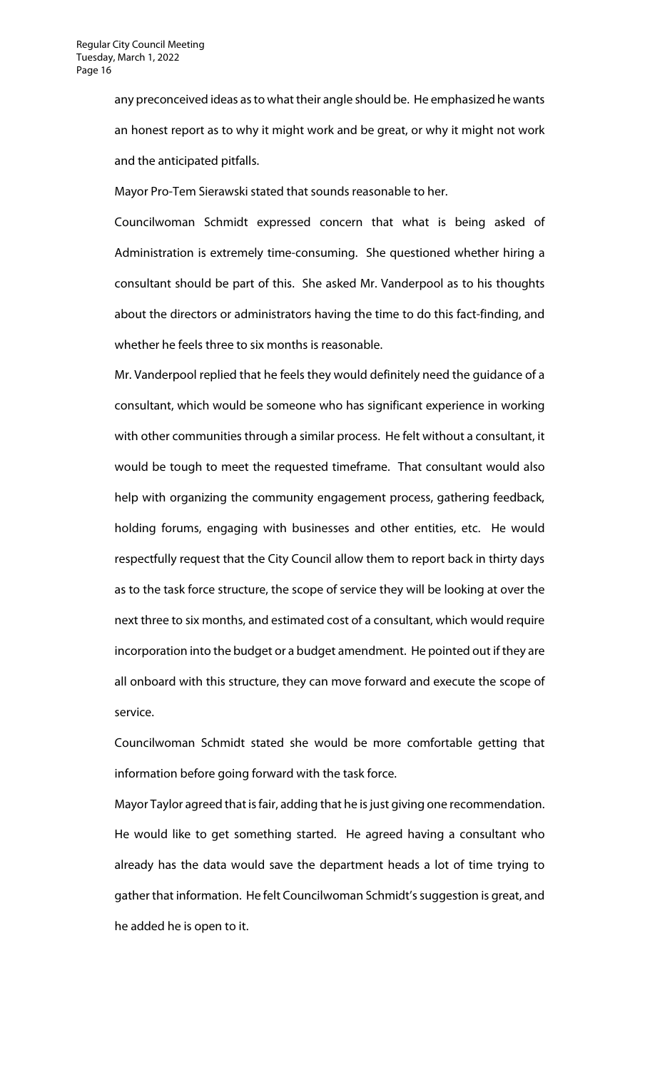any preconceived ideas as to what their angle should be. He emphasized he wants an honest report as to why it might work and be great, or why it might not work and the anticipated pitfalls.

Mayor Pro-Tem Sierawski stated that sounds reasonable to her.

Councilwoman Schmidt expressed concern that what is being asked of Administration is extremely time-consuming. She questioned whether hiring a consultant should be part of this. She asked Mr. Vanderpool as to his thoughts about the directors or administrators having the time to do this fact-finding, and whether he feels three to six months is reasonable.

Mr. Vanderpool replied that he feels they would definitely need the guidance of a consultant, which would be someone who has significant experience in working with other communities through a similar process. He felt without a consultant, it would be tough to meet the requested timeframe. That consultant would also help with organizing the community engagement process, gathering feedback, holding forums, engaging with businesses and other entities, etc. He would respectfully request that the City Council allow them to report back in thirty days as to the task force structure, the scope of service they will be looking at over the next three to six months, and estimated cost of a consultant, which would require incorporation into the budget or a budget amendment. He pointed out if they are all onboard with this structure, they can move forward and execute the scope of service.

Councilwoman Schmidt stated she would be more comfortable getting that information before going forward with the task force.

Mayor Taylor agreed that is fair, adding that he is just giving one recommendation. He would like to get something started. He agreed having a consultant who already has the data would save the department heads a lot of time trying to gather that information. He felt Councilwoman Schmidt's suggestion is great, and he added he is open to it.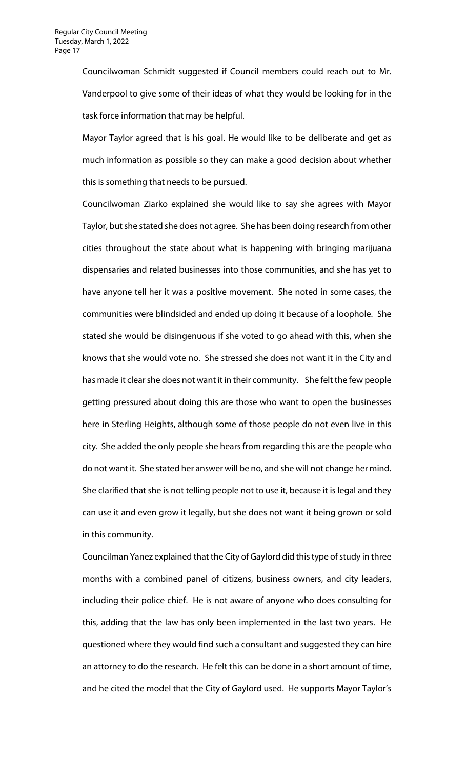Councilwoman Schmidt suggested if Council members could reach out to Mr. Vanderpool to give some of their ideas of what they would be looking for in the task force information that may be helpful.

Mayor Taylor agreed that is his goal. He would like to be deliberate and get as much information as possible so they can make a good decision about whether this is something that needs to be pursued.

Councilwoman Ziarko explained she would like to say she agrees with Mayor Taylor, but she stated she does not agree. She has been doing research from other cities throughout the state about what is happening with bringing marijuana dispensaries and related businesses into those communities, and she has yet to have anyone tell her it was a positive movement. She noted in some cases, the communities were blindsided and ended up doing it because of a loophole. She stated she would be disingenuous if she voted to go ahead with this, when she knows that she would vote no. She stressed she does not want it in the City and has made it clear she does not want it in their community. She felt the few people getting pressured about doing this are those who want to open the businesses here in Sterling Heights, although some of those people do not even live in this city. She added the only people she hears from regarding this are the people who do not want it. She stated her answer will be no, and she will not change her mind. She clarified that she is not telling people not to use it, because it is legal and they can use it and even grow it legally, but she does not want it being grown or sold in this community.

Councilman Yanez explained that the City of Gaylord did this type of study in three months with a combined panel of citizens, business owners, and city leaders, including their police chief. He is not aware of anyone who does consulting for this, adding that the law has only been implemented in the last two years. He questioned where they would find such a consultant and suggested they can hire an attorney to do the research. He felt this can be done in a short amount of time, and he cited the model that the City of Gaylord used. He supports Mayor Taylor's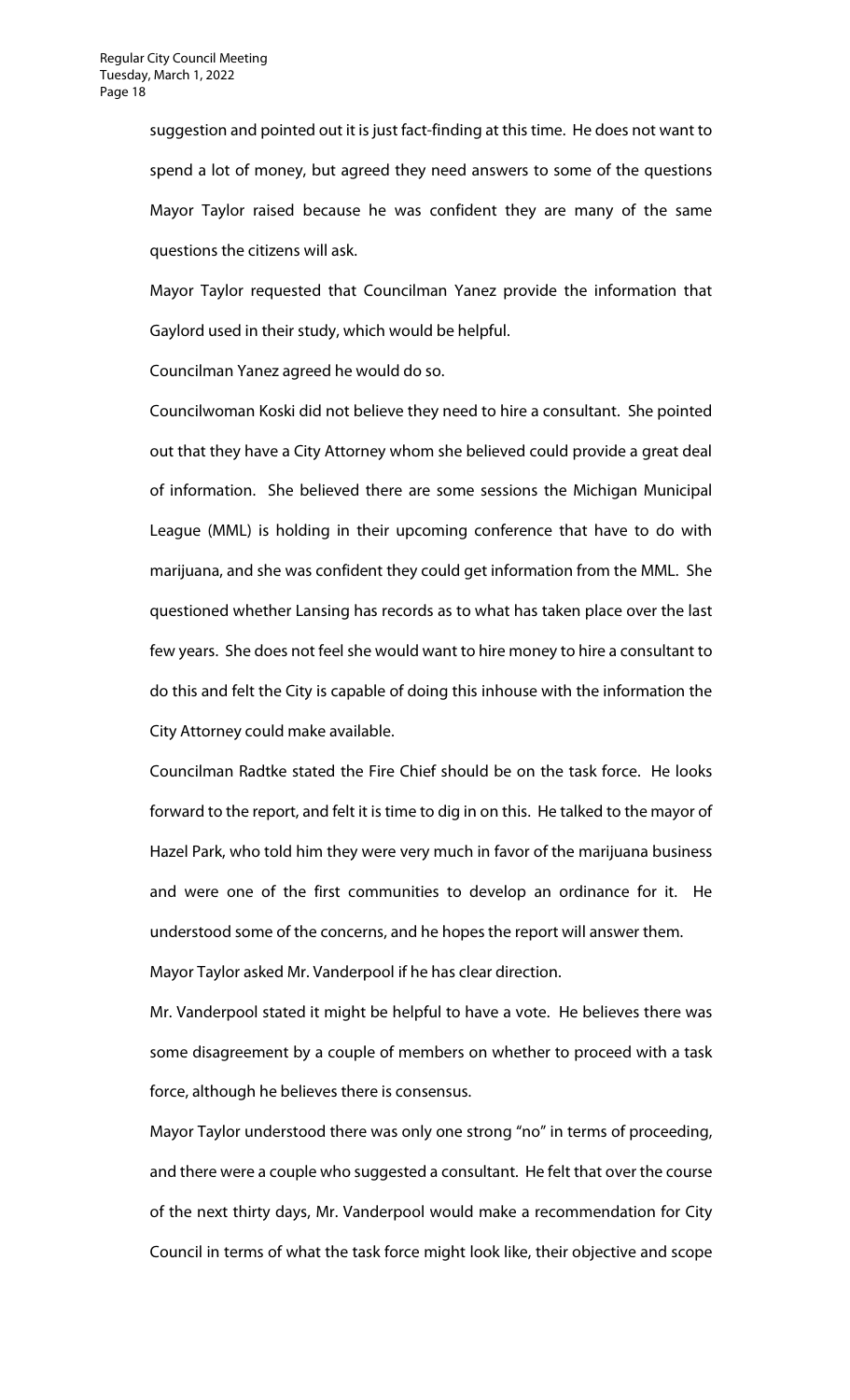suggestion and pointed out it is just fact-finding at this time. He does not want to spend a lot of money, but agreed they need answers to some of the questions Mayor Taylor raised because he was confident they are many of the same questions the citizens will ask.

Mayor Taylor requested that Councilman Yanez provide the information that Gaylord used in their study, which would be helpful.

Councilman Yanez agreed he would do so.

Councilwoman Koski did not believe they need to hire a consultant. She pointed out that they have a City Attorney whom she believed could provide a great deal of information. She believed there are some sessions the Michigan Municipal League (MML) is holding in their upcoming conference that have to do with marijuana, and she was confident they could get information from the MML. She questioned whether Lansing has records as to what has taken place over the last few years. She does not feel she would want to hire money to hire a consultant to do this and felt the City is capable of doing this inhouse with the information the City Attorney could make available.

Councilman Radtke stated the Fire Chief should be on the task force. He looks forward to the report, and felt it is time to dig in on this. He talked to the mayor of Hazel Park, who told him they were very much in favor of the marijuana business and were one of the first communities to develop an ordinance for it. He understood some of the concerns, and he hopes the report will answer them.

Mayor Taylor asked Mr. Vanderpool if he has clear direction.

Mr. Vanderpool stated it might be helpful to have a vote. He believes there was some disagreement by a couple of members on whether to proceed with a task force, although he believes there is consensus.

Mayor Taylor understood there was only one strong "no" in terms of proceeding, and there were a couple who suggested a consultant. He felt that over the course of the next thirty days, Mr. Vanderpool would make a recommendation for City Council in terms of what the task force might look like, their objective and scope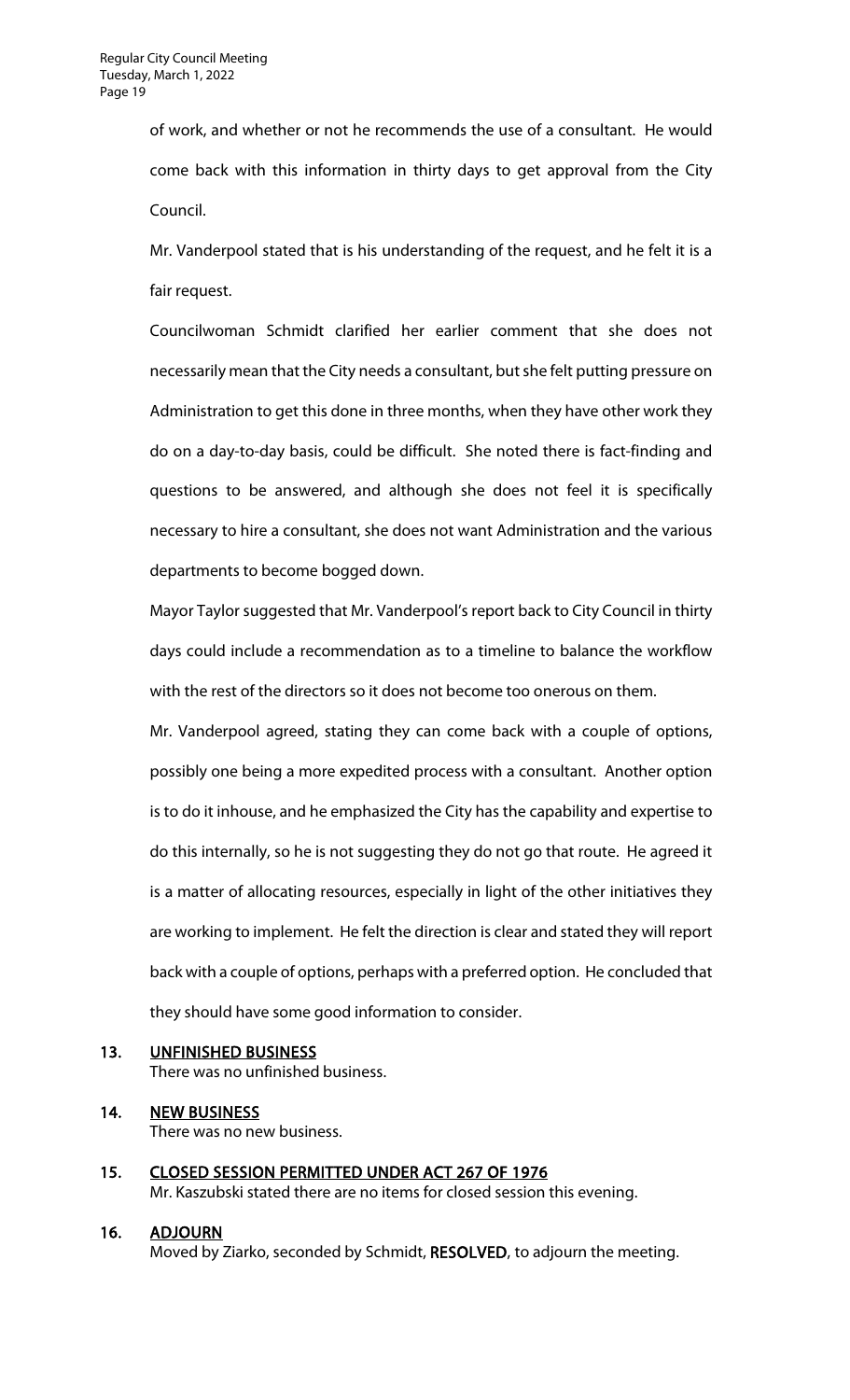of work, and whether or not he recommends the use of a consultant. He would come back with this information in thirty days to get approval from the City Council.

Mr. Vanderpool stated that is his understanding of the request, and he felt it is a fair request.

Councilwoman Schmidt clarified her earlier comment that she does not necessarily mean that the City needs a consultant, but she felt putting pressure on Administration to get this done in three months, when they have other work they do on a day-to-day basis, could be difficult. She noted there is fact-finding and questions to be answered, and although she does not feel it is specifically necessary to hire a consultant, she does not want Administration and the various departments to become bogged down.

Mayor Taylor suggested that Mr. Vanderpool's report back to City Council in thirty days could include a recommendation as to a timeline to balance the workflow with the rest of the directors so it does not become too onerous on them.

Mr. Vanderpool agreed, stating they can come back with a couple of options, possibly one being a more expedited process with a consultant. Another option is to do it inhouse, and he emphasized the City has the capability and expertise to do this internally, so he is not suggesting they do not go that route. He agreed it is a matter of allocating resources, especially in light of the other initiatives they are working to implement. He felt the direction is clear and stated they will report back with a couple of options, perhaps with a preferred option. He concluded that they should have some good information to consider.

## 13. UNFINISHED BUSINESS

There was no unfinished business.

## 14. NEW BUSINESS

There was no new business.

## 15. CLOSED SESSION PERMITTED UNDER ACT 267 OF 1976

Mr. Kaszubski stated there are no items for closed session this evening.

## 16. ADJOURN

Moved by Ziarko, seconded by Schmidt, **RESOLVED**, to adjourn the meeting.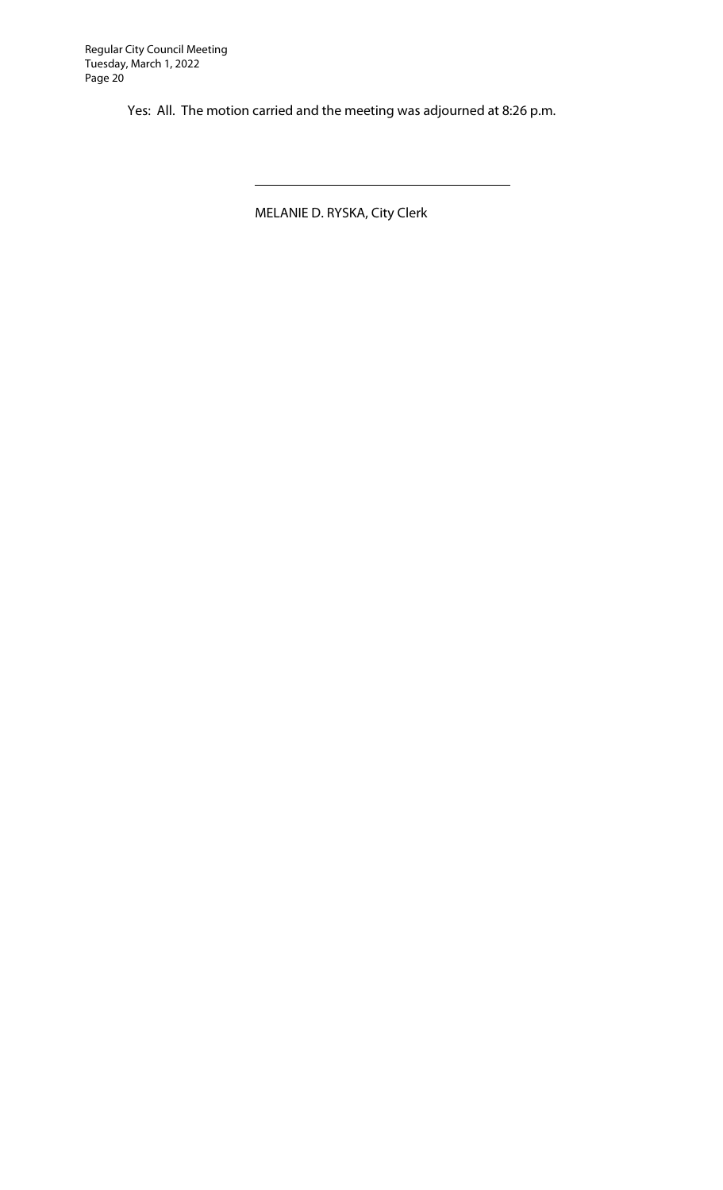Yes: All. The motion carried and the meeting was adjourned at 8:26 p.m.

\_\_\_\_\_\_\_\_\_\_\_\_\_\_\_\_\_\_\_\_\_\_\_\_\_\_\_\_\_\_\_\_\_\_\_\_

MELANIE D. RYSKA, City Clerk